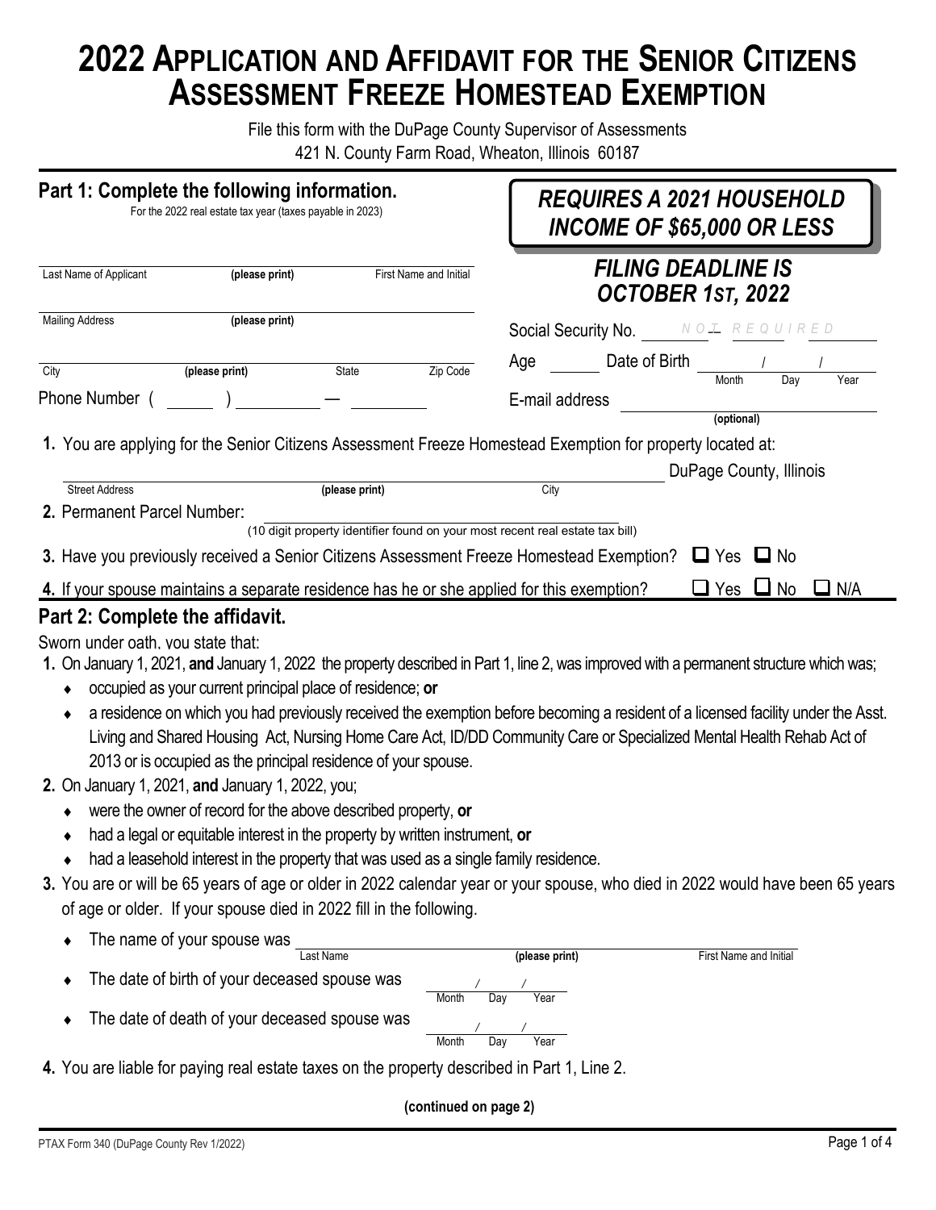# 2022 Application and Affidavit for the Senior Citizens Assessment Freeze Homestead Exemption

File this form with the DuPage County Supervisor of Assessments
421 N. County Farm Road, Wheaton, Illinois 60187

## Part 1: Complete the following information.

For the 2022 real estate tax year (taxes payable in 2023)

***REQUIRES A 2021 HOUSEHOLD INCOME OF $65,000 OR LESS***

***FILING DEADLINE IS OCTOBER 1ST, 2022***

Last Name of Applicant **(please print)** First Name and Initial ______________________

Mailing Address **(please print)** ______________________

City **(please print)** State Zip Code ______________________

Phone Number ( ______ ) __________ — __________

Social Security No. *NOT REQUIRED*

Age ______ Date of Birth ____ / ____ / ____ (Month Day Year)

E-mail address ______________________ **(optional)**

**1.** You are applying for the Senior Citizens Assessment Freeze Homestead Exemption for property located at:

______________________ Street Address **(please print)** ______________ City DuPage County, Illinois

**2.** Permanent Parcel Number: ______________________
(10 digit property identifier found on your most recent real estate tax bill)

**3.** Have you previously received a Senior Citizens Assessment Freeze Homestead Exemption? ☐ Yes ☐ No

**4.** If your spouse maintains a separate residence has he or she applied for this exemption? ☐ Yes ☐ No ☐ N/A

## Part 2: Complete the affidavit.

Sworn under oath, you state that:

**1.** On January 1, 2021, **and** January 1, 2022 the property described in Part 1, line 2, was improved with a permanent structure which was;

- occupied as your current principal place of residence; **or**
- a residence on which you had previously received the exemption before becoming a resident of a licensed facility under the Asst. Living and Shared Housing Act, Nursing Home Care Act, ID/DD Community Care or Specialized Mental Health Rehab Act of 2013 or is occupied as the principal residence of your spouse.

**2.** On January 1, 2021, **and** January 1, 2022, you;

- were the owner of record for the above described property, **or**
- had a legal or equitable interest in the property by written instrument, **or**
- had a leasehold interest in the property that was used as a single family residence.

**3.** You are or will be 65 years of age or older in 2022 calendar year or your spouse, who died in 2022 would have been 65 years of age or older. If your spouse died in 2022 fill in the following.

- The name of your spouse was ______________________ Last Name **(please print)** First Name and Initial
- The date of birth of your deceased spouse was ____ / ____ / ____ (Month Day Year)
- The date of death of your deceased spouse was ____ / ____ / ____ (Month Day Year)

**4.** You are liable for paying real estate taxes on the property described in Part 1, Line 2.

**(continued on page 2)**

PTAX Form 340 (DuPage County Rev 1/2022)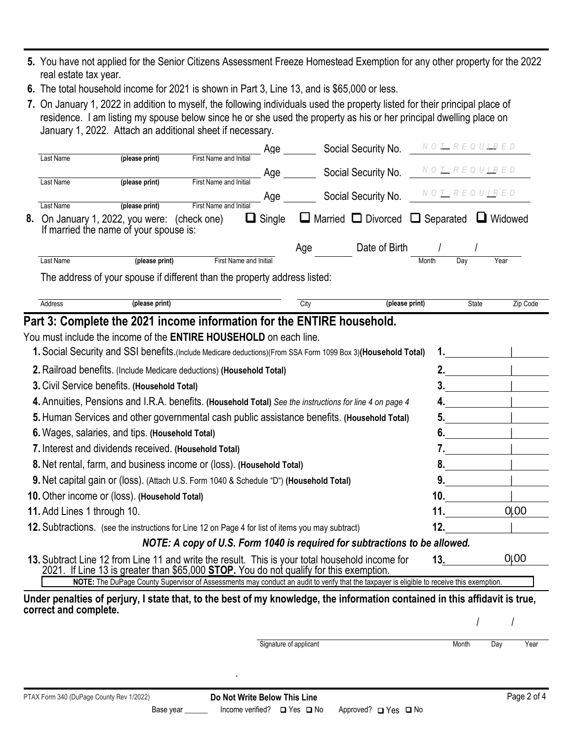5. You have not applied for the Senior Citizens Assessment Freeze Homestead Exemption for any other property for the 2022 real estate tax year.
6. The total household income for 2021 is shown in Part 3, Line 13, and is $65,000 or less.
7. On January 1, 2022 in addition to myself, the following individuals used the property listed for their principal place of residence. I am listing my spouse below since he or she used the property as his or her principal dwelling place on January 1, 2022. Attach an additional sheet if necessary.

| Last Name (please print) First Name and Initial | Age | Social Security No. |
|---|---|---|
| | | NOT REQUIRED |
| | | NOT REQUIRED |
| | | NOT REQUIRED |

8. On January 1, 2022, you were: (check one) ☐ Single ☐ Married ☐ Divorced ☐ Separated ☐ Widowed

If married the name of your spouse is:

______________________ Age ______ Date of Birth ____ / ____ / ____
Last Name (please print) First Name and Initial — Month Day Year

The address of your spouse if different than the property address listed:

______________________ ______________________ ______ ______
Address (please print) City (please print) State Zip Code

## Part 3: Complete the 2021 income information for the ENTIRE household.

You must include the income of the **ENTIRE HOUSEHOLD** on each line.

| Line | Description | Amount |
|---|---|---|
| 1. | Social Security and SSI benefits. (Include Medicare deductions)(From SSA Form 1099 Box 3) **(Household Total)** | |
| 2. | Railroad benefits. (Include Medicare deductions) **(Household Total)** | |
| 3. | Civil Service benefits. **(Household Total)** | |
| 4. | Annuities, Pensions and I.R.A. benefits. **(Household Total)** *See the instructions for line 4 on page 4* | |
| 5. | Human Services and other governmental cash public assistance benefits. **(Household Total)** | |
| 6. | Wages, salaries, and tips. **(Household Total)** | |
| 7. | Interest and dividends received. **(Household Total)** | |
| 8. | Net rental, farm, and business income or (loss). **(Household Total)** | |
| 9. | Net capital gain or (loss). (Attach U.S. Form 1040 & Schedule "D") **(Household Total)** | |
| 10. | Other income or (loss). **(Household Total)** | |
| 11. | Add Lines 1 through 10. | 0.00 |
| 12. | Subtractions. (see the instructions for Line 12 on Page 4 for list of items you may subtract) | |

***NOTE: A copy of U.S. Form 1040 is required for subtractions to be allowed.***

| Line | Description | Amount |
|---|---|---|
| 13. | Subtract Line 12 from Line 11 and write the result. This is your total household income for 2021. If Line 13 is greater than $65,000 **STOP**. You do not qualify for this exemption. | 0.00 |

**NOTE:** The DuPage County Supervisor of Assessments may conduct an audit to verify that the taxpayer is eligible to receive this exemption.

**Under penalties of perjury, I state that, to the best of my knowledge, the information contained in this affidavit is true, correct and complete.**

______________________ ____ / ____ / ____
Signature of applicant — Month Day Year

PTAX Form 340 (DuPage County Rev 1/2022)

**Do Not Write Below This Line**

Base year ______ Income verified? ☐ Yes ☐ No Approved? ☐ Yes ☐ No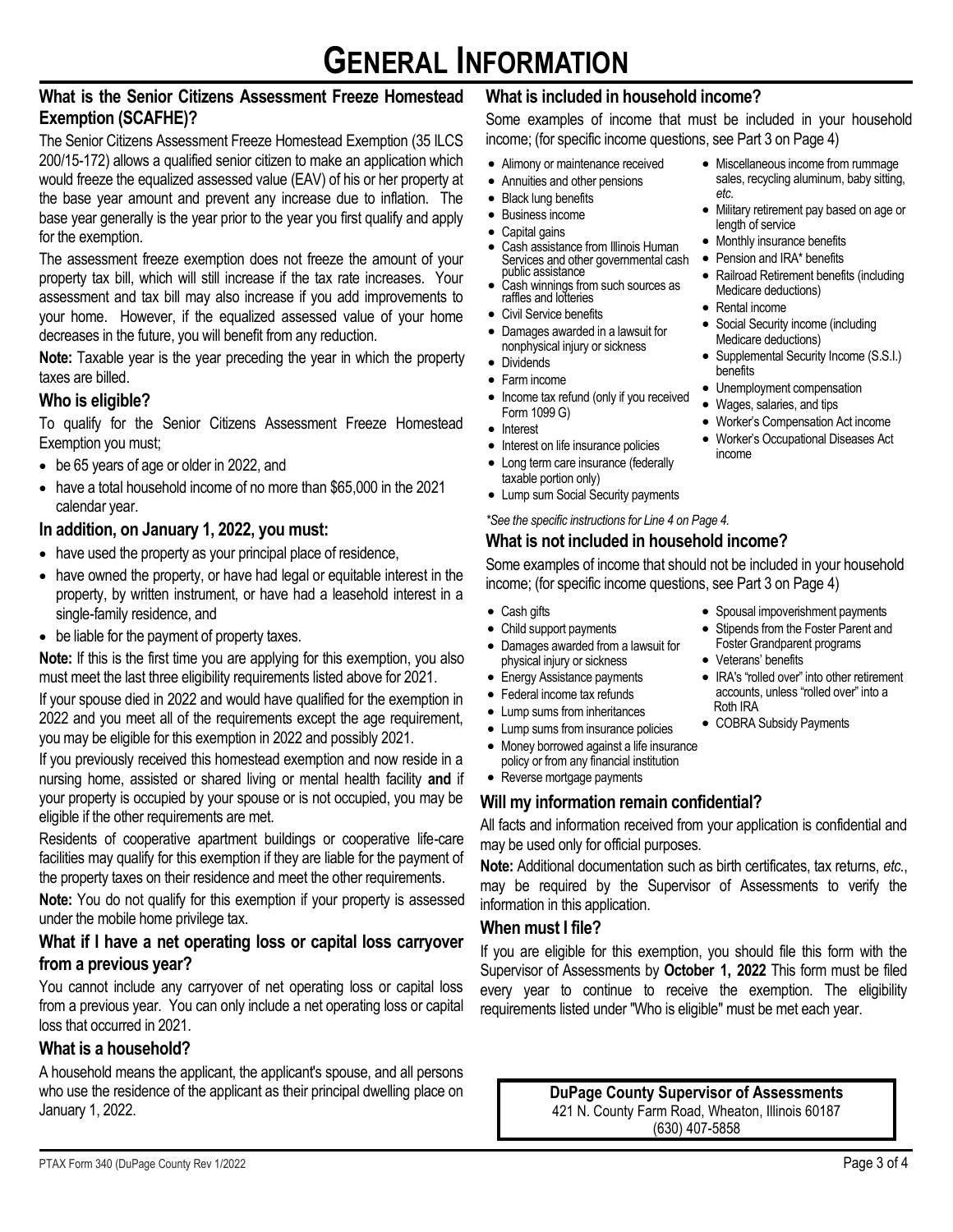# GENERAL INFORMATION

## What is the Senior Citizens Assessment Freeze Homestead Exemption (SCAFHE)?

The Senior Citizens Assessment Freeze Homestead Exemption (35 ILCS 200/15-172) allows a qualified senior citizen to make an application which would freeze the equalized assessed value (EAV) of his or her property at the base year amount and prevent any increase due to inflation. The base year generally is the year prior to the year you first qualify and apply for the exemption.

The assessment freeze exemption does not freeze the amount of your property tax bill, which will still increase if the tax rate increases. Your assessment and tax bill may also increase if you add improvements to your home. However, if the equalized assessed value of your home decreases in the future, you will benefit from any reduction.

**Note:** Taxable year is the year preceding the year in which the property taxes are billed.

## Who is eligible?

To qualify for the Senior Citizens Assessment Freeze Homestead Exemption you must;

- be 65 years of age or older in 2022, and
- have a total household income of no more than $65,000 in the 2021 calendar year.

## In addition, on January 1, 2022, you must:

- have used the property as your principal place of residence,
- have owned the property, or have had legal or equitable interest in the property, by written instrument, or have had a leasehold interest in a single-family residence, and
- be liable for the payment of property taxes.

**Note:** If this is the first time you are applying for this exemption, you also must meet the last three eligibility requirements listed above for 2021.

If your spouse died in 2022 and would have qualified for the exemption in 2022 and you meet all of the requirements except the age requirement, you may be eligible for this exemption in 2022 and possibly 2021.

If you previously received this homestead exemption and now reside in a nursing home, assisted or shared living or mental health facility **and** if your property is occupied by your spouse or is not occupied, you may be eligible if the other requirements are met.

Residents of cooperative apartment buildings or cooperative life-care facilities may qualify for this exemption if they are liable for the payment of the property taxes on their residence and meet the other requirements.

**Note:** You do not qualify for this exemption if your property is assessed under the mobile home privilege tax.

## What if I have a net operating loss or capital loss carryover from a previous year?

You cannot include any carryover of net operating loss or capital loss from a previous year. You can only include a net operating loss or capital loss that occurred in 2021.

## What is a household?

A household means the applicant, the applicant's spouse, and all persons who use the residence of the applicant as their principal dwelling place on January 1, 2022.

## What is included in household income?

Some examples of income that must be included in your household income; (for specific income questions, see Part 3 on Page 4)

- Alimony or maintenance received
- Annuities and other pensions
- Black lung benefits
- Business income
- Capital gains
- Cash assistance from Illinois Human Services and other governmental cash public assistance
- Cash winnings from such sources as raffles and lotteries
- Civil Service benefits
- Damages awarded in a lawsuit for nonphysical injury or sickness
- Dividends
- Farm income
- Income tax refund (only if you received Form 1099 G)
- Interest
- Interest on life insurance policies
- Long term care insurance (federally taxable portion only)
- Lump sum Social Security payments
- Miscellaneous income from rummage sales, recycling aluminum, baby sitting, *etc.*
- Military retirement pay based on age or length of service
- Monthly insurance benefits
- Pension and IRA* benefits
- Railroad Retirement benefits (including Medicare deductions)
- Rental income
- Social Security income (including Medicare deductions)
- Supplemental Security Income (S.S.I.) benefits
- Unemployment compensation
- Wages, salaries, and tips
- Worker's Compensation Act income
- Worker's Occupational Diseases Act income

*\*See the specific instructions for Line 4 on Page 4.*

## What is not included in household income?

Some examples of income that should not be included in your household income; (for specific income questions, see Part 3 on Page 4)

- Cash gifts
- Child support payments
- Damages awarded from a lawsuit for physical injury or sickness
- Energy Assistance payments
- Federal income tax refunds
- Lump sums from inheritances
- Lump sums from insurance policies
- Money borrowed against a life insurance policy or from any financial institution
- Reverse mortgage payments
- Spousal impoverishment payments
- Stipends from the Foster Parent and Foster Grandparent programs
- Veterans' benefits
- IRA's "rolled over" into other retirement accounts, unless "rolled over" into a Roth IRA
- COBRA Subsidy Payments

## Will my information remain confidential?

All facts and information received from your application is confidential and may be used only for official purposes.

**Note:** Additional documentation such as birth certificates, tax returns, *etc.*, may be required by the Supervisor of Assessments to verify the information in this application.

## When must I file?

If you are eligible for this exemption, you should file this form with the Supervisor of Assessments by **October 1, 2022** This form must be filed every year to continue to receive the exemption. The eligibility requirements listed under "Who is eligible" must be met each year.

**DuPage County Supervisor of Assessments**
421 N. County Farm Road, Wheaton, Illinois 60187
(630) 407-5858

PTAX Form 340 (DuPage County Rev 1/2022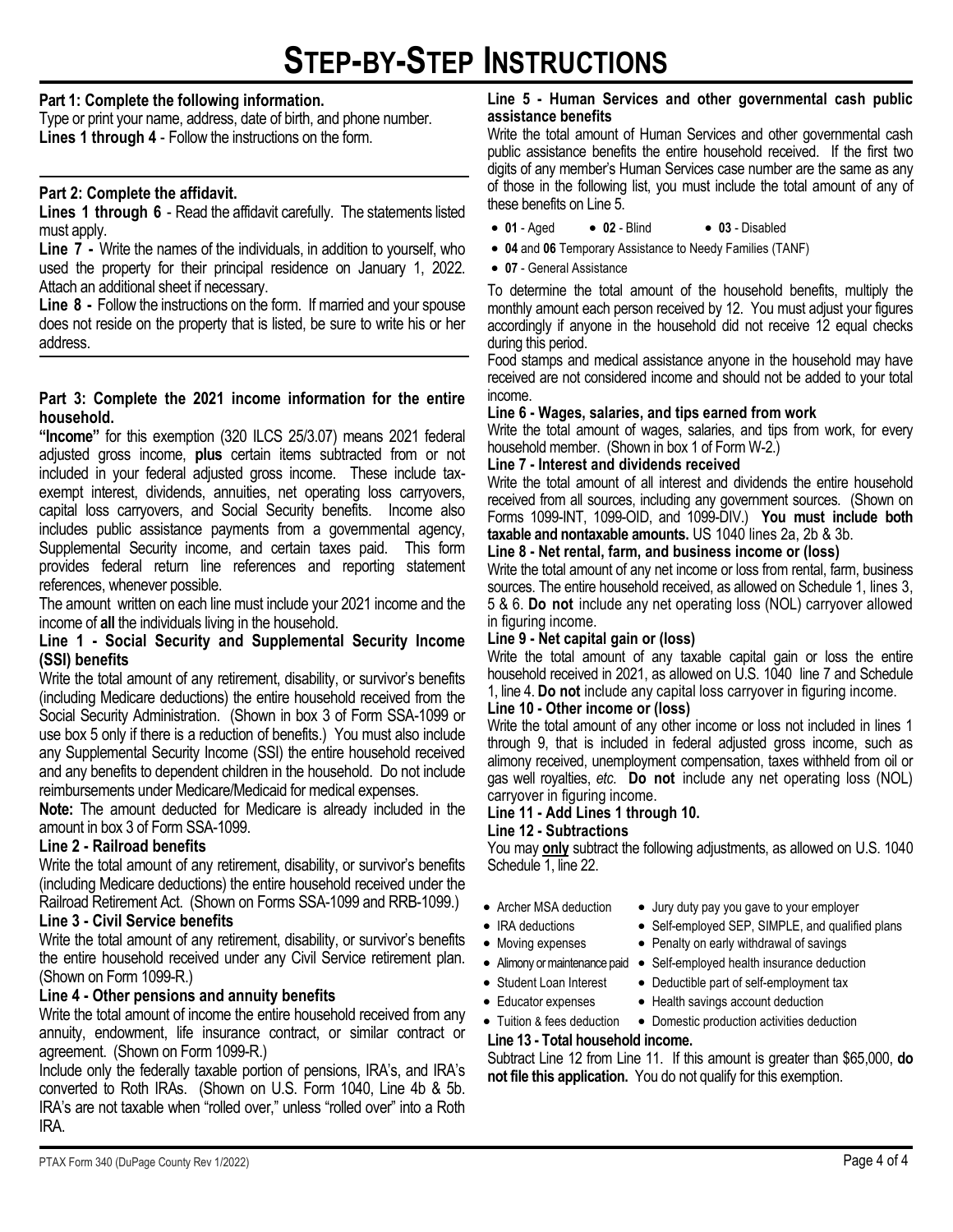# STEP-BY-STEP INSTRUCTIONS

**Part 1: Complete the following information.**

Type or print your name, address, date of birth, and phone number.

**Lines 1 through 4** - Follow the instructions on the form.

**Part 2: Complete the affidavit.**

**Lines 1 through 6** - Read the affidavit carefully. The statements listed must apply.

**Line 7 -** Write the names of the individuals, in addition to yourself, who used the property for their principal residence on January 1, 2022. Attach an additional sheet if necessary.

**Line 8 -** Follow the instructions on the form. If married and your spouse does not reside on the property that is listed, be sure to write his or her address.

**Part 3: Complete the 2021 income information for the entire household.**

**"Income"** for this exemption (320 ILCS 25/3.07) means 2021 federal adjusted gross income, **plus** certain items subtracted from or not included in your federal adjusted gross income. These include tax-exempt interest, dividends, annuities, net operating loss carryovers, capital loss carryovers, and Social Security benefits. Income also includes public assistance payments from a governmental agency, Supplemental Security income, and certain taxes paid. This form provides federal return line references and reporting statement references, whenever possible.

The amount written on each line must include your 2021 income and the income of **all** the individuals living in the household.

**Line 1 - Social Security and Supplemental Security Income (SSI) benefits**

Write the total amount of any retirement, disability, or survivor's benefits (including Medicare deductions) the entire household received from the Social Security Administration. (Shown in box 3 of Form SSA-1099 or use box 5 only if there is a reduction of benefits.) You must also include any Supplemental Security Income (SSI) the entire household received and any benefits to dependent children in the household. Do not include reimbursements under Medicare/Medicaid for medical expenses.

**Note:** The amount deducted for Medicare is already included in the amount in box 3 of Form SSA-1099.

**Line 2 - Railroad benefits**

Write the total amount of any retirement, disability, or survivor's benefits (including Medicare deductions) the entire household received under the Railroad Retirement Act. (Shown on Forms SSA-1099 and RRB-1099.)

**Line 3 - Civil Service benefits**

Write the total amount of any retirement, disability, or survivor's benefits the entire household received under any Civil Service retirement plan. (Shown on Form 1099-R.)

**Line 4 - Other pensions and annuity benefits**

Write the total amount of income the entire household received from any annuity, endowment, life insurance contract, or similar contract or agreement. (Shown on Form 1099-R.)

Include only the federally taxable portion of pensions, IRA's, and IRA's converted to Roth IRAs. (Shown on U.S. Form 1040, Line 4b & 5b. IRA's are not taxable when "rolled over," unless "rolled over" into a Roth IRA.

**Line 5 - Human Services and other governmental cash public assistance benefits**

Write the total amount of Human Services and other governmental cash public assistance benefits the entire household received. If the first two digits of any member's Human Services case number are the same as any of those in the following list, you must include the total amount of any of these benefits on Line 5.

- **01** - Aged
- **02** - Blind
- **03** - Disabled
- **04** and **06** Temporary Assistance to Needy Families (TANF)
- **07** - General Assistance

To determine the total amount of the household benefits, multiply the monthly amount each person received by 12. You must adjust your figures accordingly if anyone in the household did not receive 12 equal checks during this period.

Food stamps and medical assistance anyone in the household may have received are not considered income and should not be added to your total income.

**Line 6 - Wages, salaries, and tips earned from work**

Write the total amount of wages, salaries, and tips from work, for every household member. (Shown in box 1 of Form W-2.)

**Line 7 - Interest and dividends received**

Write the total amount of all interest and dividends the entire household received from all sources, including any government sources. (Shown on Forms 1099-INT, 1099-OID, and 1099-DIV.) **You must include both taxable and nontaxable amounts.** US 1040 lines 2a, 2b & 3b.

**Line 8 - Net rental, farm, and business income or (loss)**

Write the total amount of any net income or loss from rental, farm, business sources. The entire household received, as allowed on Schedule 1, lines 3, 5 & 6. **Do not** include any net operating loss (NOL) carryover allowed in figuring income.

**Line 9 - Net capital gain or (loss)**

Write the total amount of any taxable capital gain or loss the entire household received in 2021, as allowed on U.S. 1040 line 7 and Schedule 1, line 4. **Do not** include any capital loss carryover in figuring income.

**Line 10 - Other income or (loss)**

Write the total amount of any other income or loss not included in lines 1 through 9, that is included in federal adjusted gross income, such as alimony received, unemployment compensation, taxes withheld from oil or gas well royalties, *etc.* **Do not** include any net operating loss (NOL) carryover in figuring income.

**Line 11 - Add Lines 1 through 10.**

**Line 12 - Subtractions**

You may **only** subtract the following adjustments, as allowed on U.S. 1040 Schedule 1, line 22.

- Archer MSA deduction
- Jury duty pay you gave to your employer
- IRA deductions
- Self-employed SEP, SIMPLE, and qualified plans
- Moving expenses
- Penalty on early withdrawal of savings
- Alimony or maintenance paid
- Self-employed health insurance deduction
- Student Loan Interest
- Deductible part of self-employment tax
- Educator expenses
- Health savings account deduction
- Tuition & fees deduction
- Domestic production activities deduction

**Line 13 - Total household income.**

Subtract Line 12 from Line 11. If this amount is greater than $65,000, **do not file this application.** You do not qualify for this exemption.

PTAX Form 340 (DuPage County Rev 1/2022)